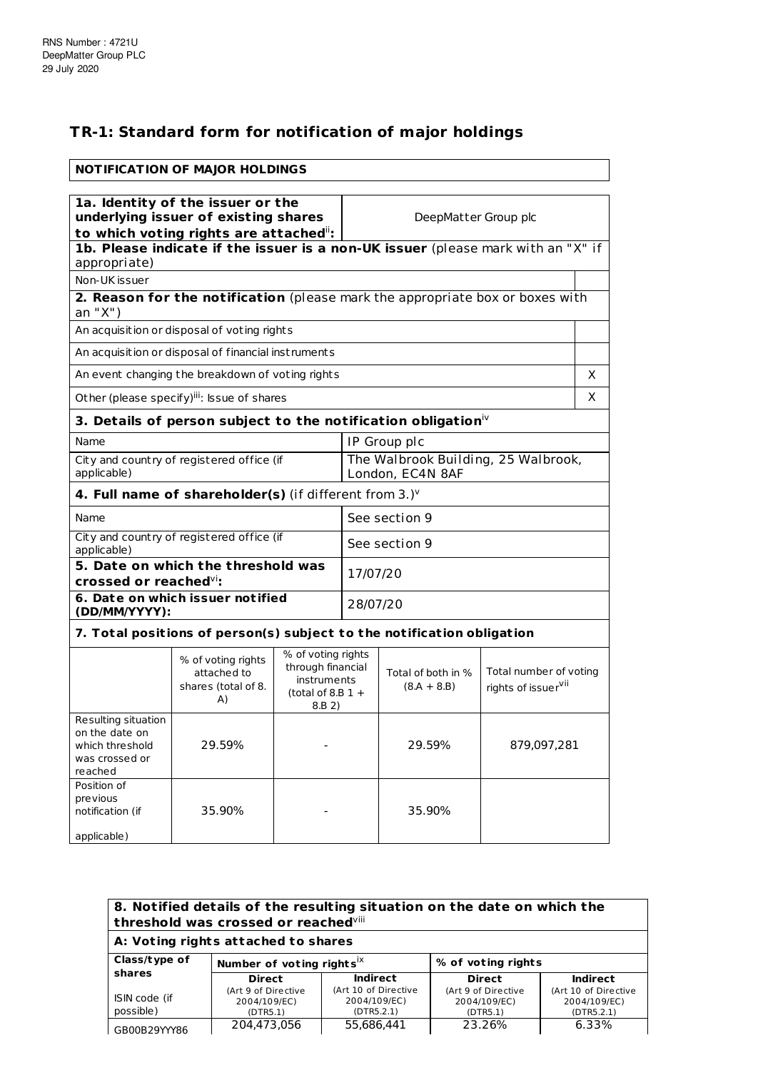RNS Number : 4721U
DeepMatter Group PLC
29 July 2020

# TR-1: Standard form for notification of major holdings

**NOTIFICATION OF MAJOR HOLDINGS**

| **1a. Identity of the issuer or the underlying issuer of existing shares to which voting rights are attached**[ii]**:** | DeepMatter Group plc |
|---|---|
| **1b. Please indicate if the issuer is a non-UK issuer** (please mark with an "X" if appropriate) | |
| Non-UK issuer | |
| **2. Reason for the notification** (please mark the appropriate box or boxes with an "X") | |
| An acquisition or disposal of voting rights | |
| An acquisition or disposal of financial instruments | |
| An event changing the breakdown of voting rights | X |
| Other (please specify)[iii]: Issue of shares | X |
| **3. Details of person subject to the notification obligation**[iv] | |
| Name | IP Group plc |
| City and country of registered office (if applicable) | The Walbrook Building, 25 Walbrook, London, EC4N 8AF |
| **4. Full name of shareholder(s)** (if different from 3.)[v] | |
| Name | See section 9 |
| City and country of registered office (if applicable) | See section 9 |
| **5. Date on which the threshold was crossed or reached**[vi]**:** | 17/07/20 |
| **6. Date on which issuer notified (DD/MM/YYYY):** | 28/07/20 |

**7. Total positions of person(s) subject to the notification obligation**

| | % of voting rights attached to shares (total of 8. A) | % of voting rights through financial instruments (total of 8.B 1 + 8.B 2) | Total of both in % (8.A + 8.B) | Total number of voting rights of issuer[vii] |
|---|---|---|---|---|
| Resulting situation on the date on which threshold was crossed or reached | 29.59% | - | 29.59% | 879,097,281 |
| Position of previous notification (if applicable) | 35.90% | - | 35.90% | |

**8. Notified details of the resulting situation on the date on which the threshold was crossed or reached**[viii]

**A: Voting rights attached to shares**

| Class/type of shares ISIN code (if possible) | Number of voting rights[ix] | | % of voting rights | |
|---|---|---|---|---|
| | **Direct** (Art 9 of Directive 2004/109/EC) (DTR5.1) | **Indirect** (Art 10 of Directive 2004/109/EC) (DTR5.2.1) | **Direct** (Art 9 of Directive 2004/109/EC) (DTR5.1) | **Indirect** (Art 10 of Directive 2004/109/EC) (DTR5.2.1) |
| GB00B29YYY86 | 204,473,056 | 55,686,441 | 23.26% | 6.33% |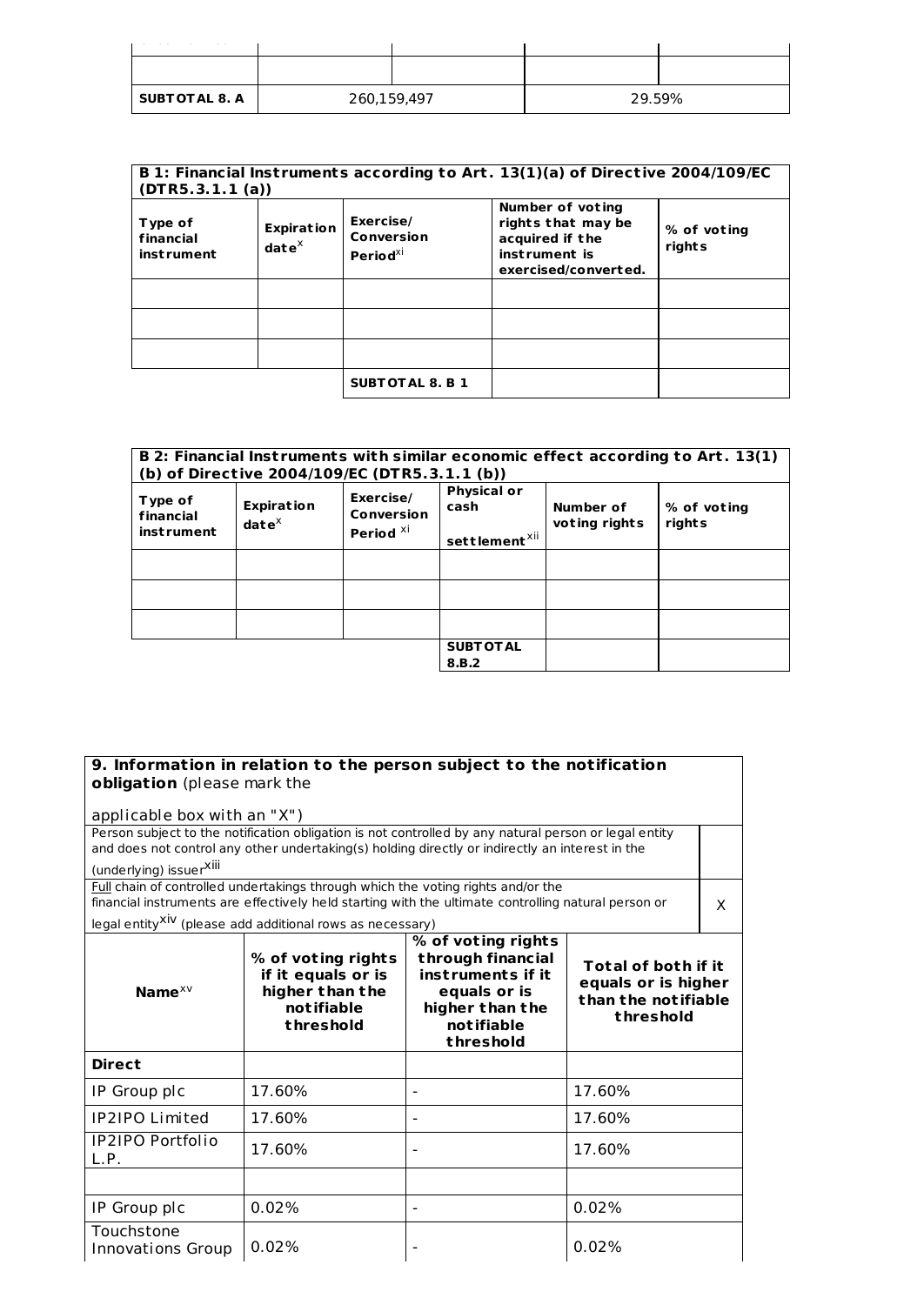| | | | | |
|---|---|---|---|---|
| | | | | |
| **SUBTOTAL 8. A** | 260,159,497 | | 29.59% | |

| **B 1: Financial Instruments according to Art. 13(1)(a) of Directive 2004/109/EC (DTR5.3.1.1 (a))** | | | | |
|---|---|---|---|---|
| **Type of financial instrument** | **Expiration date**[x] | **Exercise/ Conversion Period**[xi] | **Number of voting rights that may be acquired if the instrument is exercised/converted.** | **% of voting rights** |
| | | | | |
| | | | | |
| | | | | |
| | | **SUBTOTAL 8. B 1** | | |

| **B 2: Financial Instruments with similar economic effect according to Art. 13(1) (b) of Directive 2004/109/EC (DTR5.3.1.1 (b))** | | | | | |
|---|---|---|---|---|---|
| **Type of financial instrument** | **Expiration date**[x] | **Exercise/ Conversion Period** [xi] | **Physical or cash settlement**[xii] | **Number of voting rights** | **% of voting rights** |
| | | | | | |
| | | | | | |
| | | | | | |
| | | | **SUBTOTAL 8.B.2** | | |

| **9. Information in relation to the person subject to the notification obligation** (please mark the applicable box with an "X") | | | |
|---|---|---|---|
| Person subject to the notification obligation is not controlled by any natural person or legal entity and does not control any other undertaking(s) holding directly or indirectly an interest in the (underlying) issuer[xiii] | | | |
| Full chain of controlled undertakings through which the voting rights and/or the financial instruments are effectively held starting with the ultimate controlling natural person or legal entity[xiv] (please add additional rows as necessary) | | | X |
| **Name**[xv] | **% of voting rights if it equals or is higher than the notifiable threshold** | **% of voting rights through financial instruments if it equals or is higher than the notifiable threshold** | **Total of both if it equals or is higher than the notifiable threshold** |
| **Direct** | | | |
| IP Group plc | 17.60% | - | 17.60% |
| IP2IPO Limited | 17.60% | - | 17.60% |
| IP2IPO Portfolio L.P. | 17.60% | - | 17.60% |
| | | | |
| IP Group plc | 0.02% | - | 0.02% |
| Touchstone Innovations Group | 0.02% | - | 0.02% |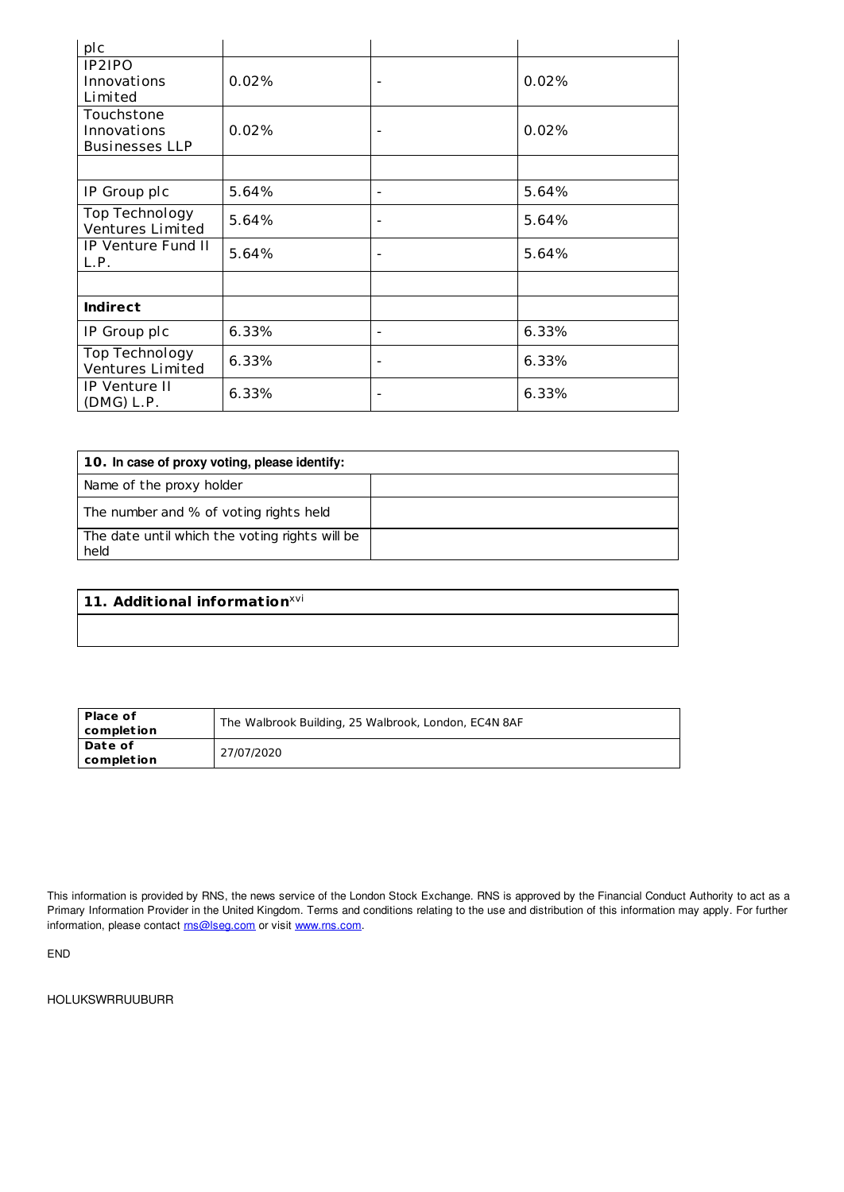| | | | |
|---|---|---|---|
| plc | | | |
| IP2IPO Innovations Limited | 0.02% | - | 0.02% |
| Touchstone Innovations Businesses LLP | 0.02% | - | 0.02% |
| | | | |
| IP Group plc | 5.64% | - | 5.64% |
| Top Technology Ventures Limited | 5.64% | - | 5.64% |
| IP Venture Fund II L.P. | 5.64% | - | 5.64% |
| | | | |
| **Indirect** | | | |
| IP Group plc | 6.33% | - | 6.33% |
| Top Technology Ventures Limited | 6.33% | - | 6.33% |
| IP Venture II (DMG) L.P. | 6.33% | - | 6.33% |

| **10. In case of proxy voting, please identify:** | |
|---|---|
| Name of the proxy holder | |
| The number and % of voting rights held | |
| The date until which the voting rights will be held | |

| **11. Additional information**[xvi] |
|---|
| |

| | |
|---|---|
| **Place of completion** | The Walbrook Building, 25 Walbrook, London, EC4N 8AF |
| **Date of completion** | 27/07/2020 |

This information is provided by RNS, the news service of the London Stock Exchange. RNS is approved by the Financial Conduct Authority to act as a Primary Information Provider in the United Kingdom. Terms and conditions relating to the use and distribution of this information may apply. For further information, please contact rns@lseg.com or visit www.rns.com.

END

HOLUKSWRRUUBURR